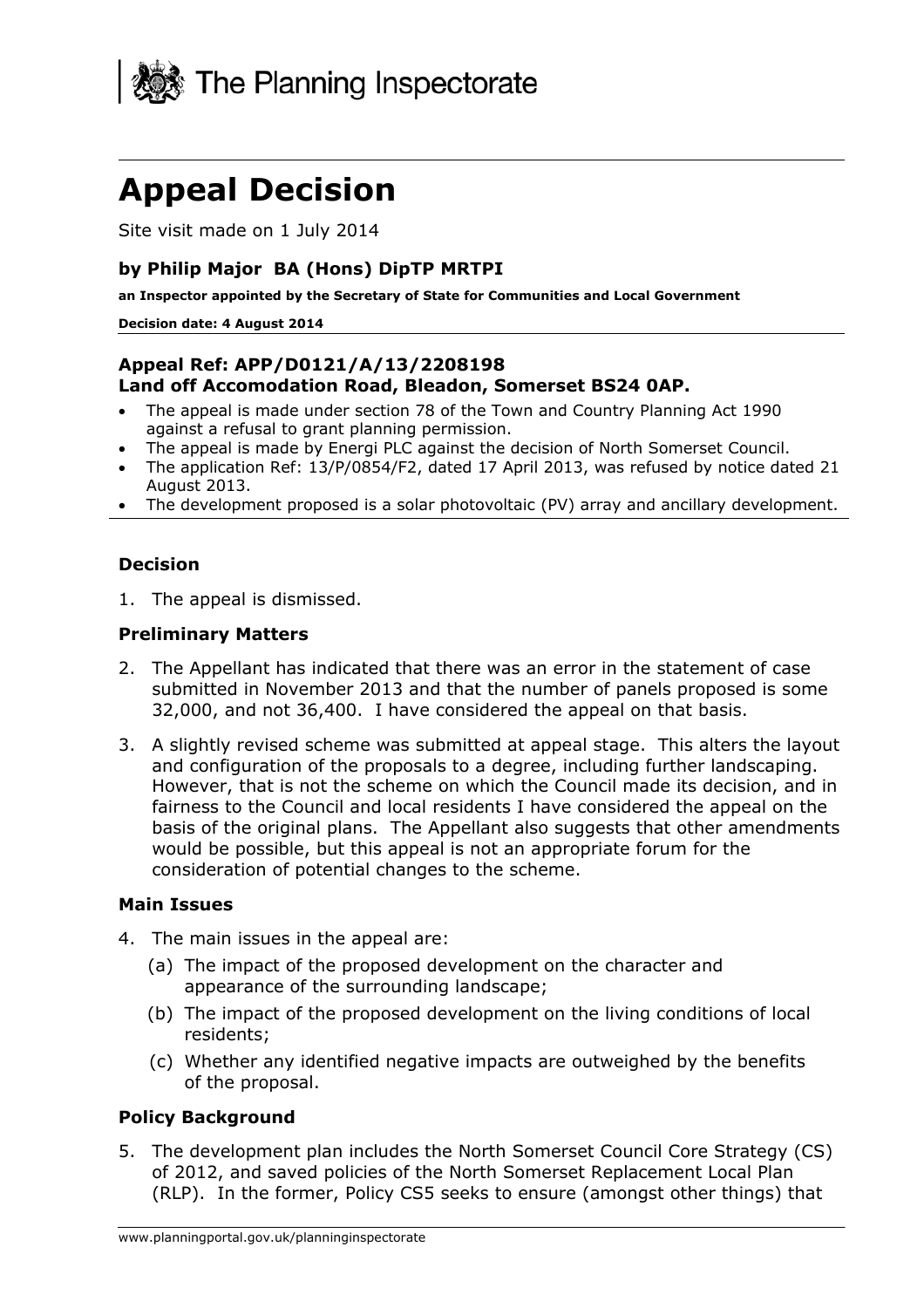The Planning Inspectorate

# Appeal Decision

Site visit made on 1 July 2014

**by Philip Major BA (Hons) DipTP MRTPI**

**an Inspector appointed by the Secretary of State for Communities and Local Government**

**Decision date: 4 August 2014**

**Appeal Ref: APP/D0121/A/13/2208198**
**Land off Accomodation Road, Bleadon, Somerset BS24 0AP.**

- The appeal is made under section 78 of the Town and Country Planning Act 1990 against a refusal to grant planning permission.
- The appeal is made by Energi PLC against the decision of North Somerset Council.
- The application Ref: 13/P/0854/F2, dated 17 April 2013, was refused by notice dated 21 August 2013.
- The development proposed is a solar photovoltaic (PV) array and ancillary development.

### Decision

1. The appeal is dismissed.

### Preliminary Matters

2. The Appellant has indicated that there was an error in the statement of case submitted in November 2013 and that the number of panels proposed is some 32,000, and not 36,400. I have considered the appeal on that basis.

3. A slightly revised scheme was submitted at appeal stage. This alters the layout and configuration of the proposals to a degree, including further landscaping. However, that is not the scheme on which the Council made its decision, and in fairness to the Council and local residents I have considered the appeal on the basis of the original plans. The Appellant also suggests that other amendments would be possible, but this appeal is not an appropriate forum for the consideration of potential changes to the scheme.

### Main Issues

4. The main issues in the appeal are:
   (a) The impact of the proposed development on the character and appearance of the surrounding landscape;
   (b) The impact of the proposed development on the living conditions of local residents;
   (c) Whether any identified negative impacts are outweighed by the benefits of the proposal.

### Policy Background

5. The development plan includes the North Somerset Council Core Strategy (CS) of 2012, and saved policies of the North Somerset Replacement Local Plan (RLP). In the former, Policy CS5 seeks to ensure (amongst other things) that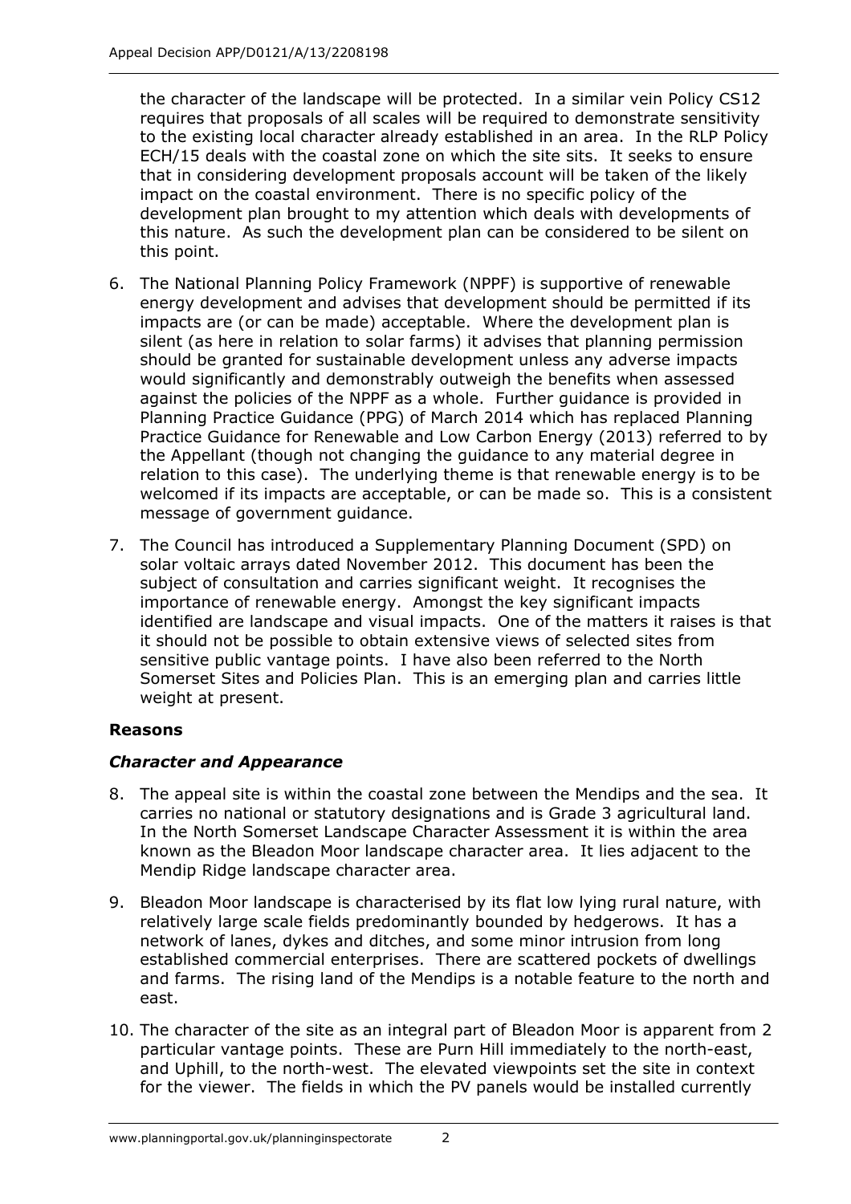the character of the landscape will be protected. In a similar vein Policy CS12 requires that proposals of all scales will be required to demonstrate sensitivity to the existing local character already established in an area. In the RLP Policy ECH/15 deals with the coastal zone on which the site sits. It seeks to ensure that in considering development proposals account will be taken of the likely impact on the coastal environment. There is no specific policy of the development plan brought to my attention which deals with developments of this nature. As such the development plan can be considered to be silent on this point.

6. The National Planning Policy Framework (NPPF) is supportive of renewable energy development and advises that development should be permitted if its impacts are (or can be made) acceptable. Where the development plan is silent (as here in relation to solar farms) it advises that planning permission should be granted for sustainable development unless any adverse impacts would significantly and demonstrably outweigh the benefits when assessed against the policies of the NPPF as a whole. Further guidance is provided in Planning Practice Guidance (PPG) of March 2014 which has replaced Planning Practice Guidance for Renewable and Low Carbon Energy (2013) referred to by the Appellant (though not changing the guidance to any material degree in relation to this case). The underlying theme is that renewable energy is to be welcomed if its impacts are acceptable, or can be made so. This is a consistent message of government guidance.

7. The Council has introduced a Supplementary Planning Document (SPD) on solar voltaic arrays dated November 2012. This document has been the subject of consultation and carries significant weight. It recognises the importance of renewable energy. Amongst the key significant impacts identified are landscape and visual impacts. One of the matters it raises is that it should not be possible to obtain extensive views of selected sites from sensitive public vantage points. I have also been referred to the North Somerset Sites and Policies Plan. This is an emerging plan and carries little weight at present.

**Reasons**

***Character and Appearance***

8. The appeal site is within the coastal zone between the Mendips and the sea. It carries no national or statutory designations and is Grade 3 agricultural land. In the North Somerset Landscape Character Assessment it is within the area known as the Bleadon Moor landscape character area. It lies adjacent to the Mendip Ridge landscape character area.

9. Bleadon Moor landscape is characterised by its flat low lying rural nature, with relatively large scale fields predominantly bounded by hedgerows. It has a network of lanes, dykes and ditches, and some minor intrusion from long established commercial enterprises. There are scattered pockets of dwellings and farms. The rising land of the Mendips is a notable feature to the north and east.

10. The character of the site as an integral part of Bleadon Moor is apparent from 2 particular vantage points. These are Purn Hill immediately to the north-east, and Uphill, to the north-west. The elevated viewpoints set the site in context for the viewer. The fields in which the PV panels would be installed currently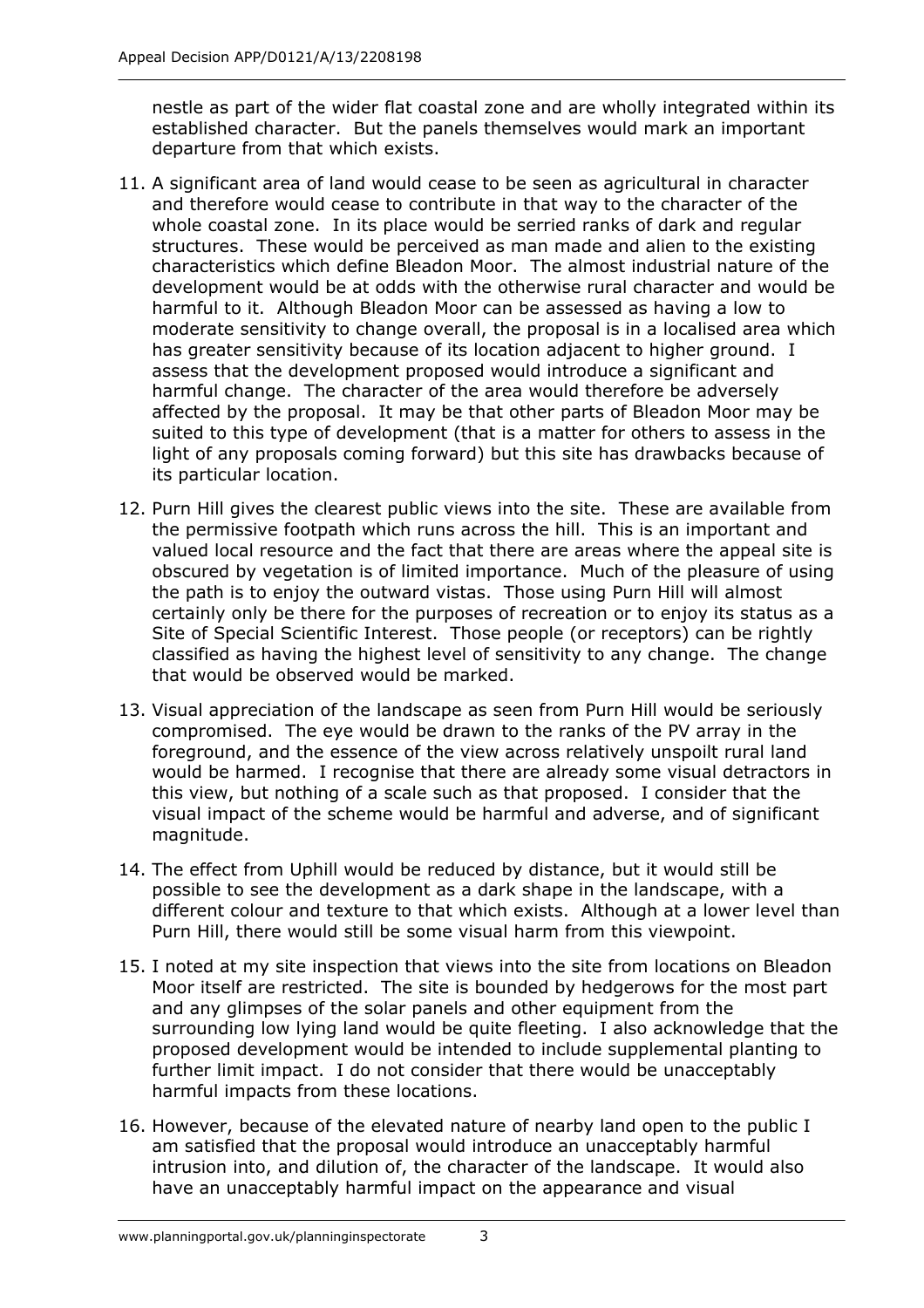nestle as part of the wider flat coastal zone and are wholly integrated within its established character. But the panels themselves would mark an important departure from that which exists.

11. A significant area of land would cease to be seen as agricultural in character and therefore would cease to contribute in that way to the character of the whole coastal zone. In its place would be serried ranks of dark and regular structures. These would be perceived as man made and alien to the existing characteristics which define Bleadon Moor. The almost industrial nature of the development would be at odds with the otherwise rural character and would be harmful to it. Although Bleadon Moor can be assessed as having a low to moderate sensitivity to change overall, the proposal is in a localised area which has greater sensitivity because of its location adjacent to higher ground. I assess that the development proposed would introduce a significant and harmful change. The character of the area would therefore be adversely affected by the proposal. It may be that other parts of Bleadon Moor may be suited to this type of development (that is a matter for others to assess in the light of any proposals coming forward) but this site has drawbacks because of its particular location.

12. Purn Hill gives the clearest public views into the site. These are available from the permissive footpath which runs across the hill. This is an important and valued local resource and the fact that there are areas where the appeal site is obscured by vegetation is of limited importance. Much of the pleasure of using the path is to enjoy the outward vistas. Those using Purn Hill will almost certainly only be there for the purposes of recreation or to enjoy its status as a Site of Special Scientific Interest. Those people (or receptors) can be rightly classified as having the highest level of sensitivity to any change. The change that would be observed would be marked.

13. Visual appreciation of the landscape as seen from Purn Hill would be seriously compromised. The eye would be drawn to the ranks of the PV array in the foreground, and the essence of the view across relatively unspoilt rural land would be harmed. I recognise that there are already some visual detractors in this view, but nothing of a scale such as that proposed. I consider that the visual impact of the scheme would be harmful and adverse, and of significant magnitude.

14. The effect from Uphill would be reduced by distance, but it would still be possible to see the development as a dark shape in the landscape, with a different colour and texture to that which exists. Although at a lower level than Purn Hill, there would still be some visual harm from this viewpoint.

15. I noted at my site inspection that views into the site from locations on Bleadon Moor itself are restricted. The site is bounded by hedgerows for the most part and any glimpses of the solar panels and other equipment from the surrounding low lying land would be quite fleeting. I also acknowledge that the proposed development would be intended to include supplemental planting to further limit impact. I do not consider that there would be unacceptably harmful impacts from these locations.

16. However, because of the elevated nature of nearby land open to the public I am satisfied that the proposal would introduce an unacceptably harmful intrusion into, and dilution of, the character of the landscape. It would also have an unacceptably harmful impact on the appearance and visual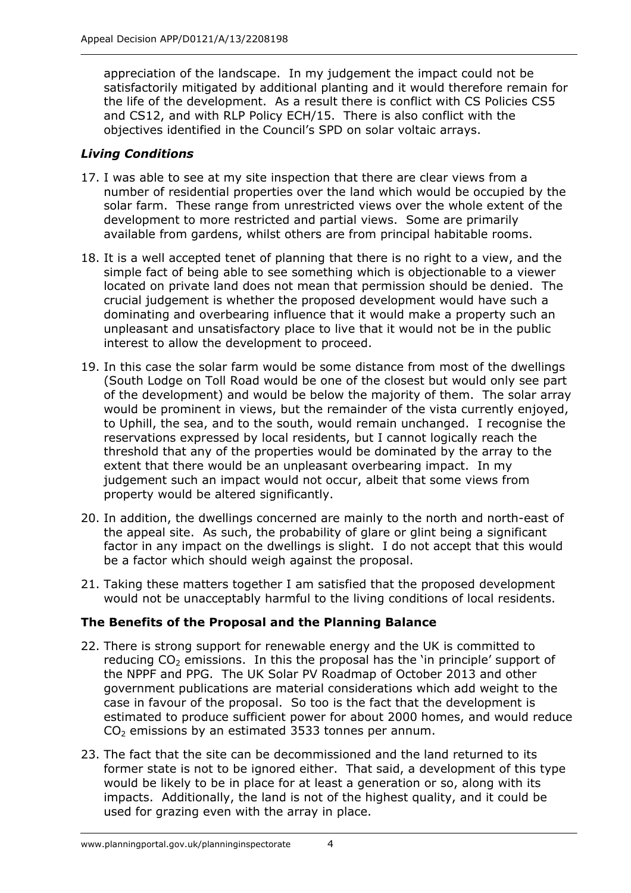appreciation of the landscape. In my judgement the impact could not be satisfactorily mitigated by additional planting and it would therefore remain for the life of the development. As a result there is conflict with CS Policies CS5 and CS12, and with RLP Policy ECH/15. There is also conflict with the objectives identified in the Council's SPD on solar voltaic arrays.

### *Living Conditions*

17. I was able to see at my site inspection that there are clear views from a number of residential properties over the land which would be occupied by the solar farm. These range from unrestricted views over the whole extent of the development to more restricted and partial views. Some are primarily available from gardens, whilst others are from principal habitable rooms.

18. It is a well accepted tenet of planning that there is no right to a view, and the simple fact of being able to see something which is objectionable to a viewer located on private land does not mean that permission should be denied. The crucial judgement is whether the proposed development would have such a dominating and overbearing influence that it would make a property such an unpleasant and unsatisfactory place to live that it would not be in the public interest to allow the development to proceed.

19. In this case the solar farm would be some distance from most of the dwellings (South Lodge on Toll Road would be one of the closest but would only see part of the development) and would be below the majority of them. The solar array would be prominent in views, but the remainder of the vista currently enjoyed, to Uphill, the sea, and to the south, would remain unchanged. I recognise the reservations expressed by local residents, but I cannot logically reach the threshold that any of the properties would be dominated by the array to the extent that there would be an unpleasant overbearing impact. In my judgement such an impact would not occur, albeit that some views from property would be altered significantly.

20. In addition, the dwellings concerned are mainly to the north and north-east of the appeal site. As such, the probability of glare or glint being a significant factor in any impact on the dwellings is slight. I do not accept that this would be a factor which should weigh against the proposal.

21. Taking these matters together I am satisfied that the proposed development would not be unacceptably harmful to the living conditions of local residents.

### **The Benefits of the Proposal and the Planning Balance**

22. There is strong support for renewable energy and the UK is committed to reducing $CO_2$ emissions. In this the proposal has the 'in principle' support of the NPPF and PPG. The UK Solar PV Roadmap of October 2013 and other government publications are material considerations which add weight to the case in favour of the proposal. So too is the fact that the development is estimated to produce sufficient power for about 2000 homes, and would reduce $CO_2$ emissions by an estimated 3533 tonnes per annum.

23. The fact that the site can be decommissioned and the land returned to its former state is not to be ignored either. That said, a development of this type would be likely to be in place for at least a generation or so, along with its impacts. Additionally, the land is not of the highest quality, and it could be used for grazing even with the array in place.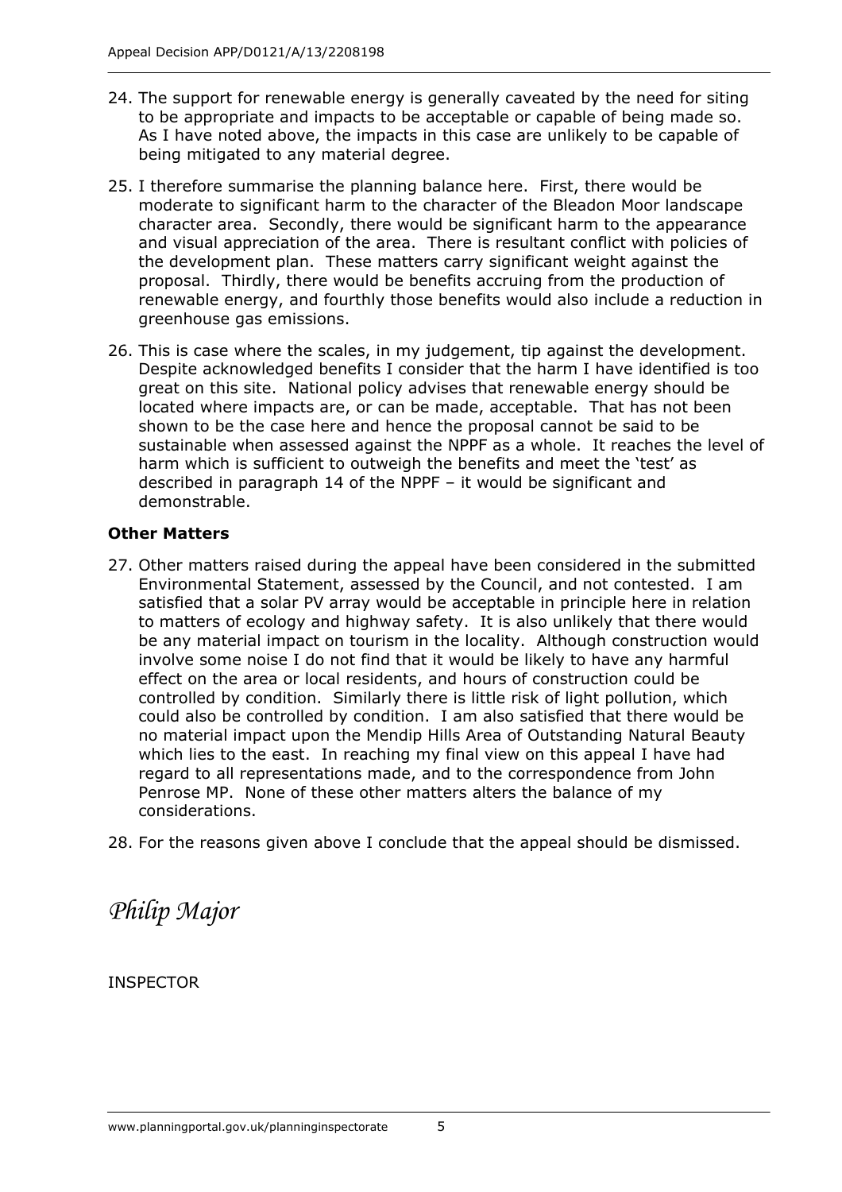24. The support for renewable energy is generally caveated by the need for siting to be appropriate and impacts to be acceptable or capable of being made so. As I have noted above, the impacts in this case are unlikely to be capable of being mitigated to any material degree.

25. I therefore summarise the planning balance here. First, there would be moderate to significant harm to the character of the Bleadon Moor landscape character area. Secondly, there would be significant harm to the appearance and visual appreciation of the area. There is resultant conflict with policies of the development plan. These matters carry significant weight against the proposal. Thirdly, there would be benefits accruing from the production of renewable energy, and fourthly those benefits would also include a reduction in greenhouse gas emissions.

26. This is case where the scales, in my judgement, tip against the development. Despite acknowledged benefits I consider that the harm I have identified is too great on this site. National policy advises that renewable energy should be located where impacts are, or can be made, acceptable. That has not been shown to be the case here and hence the proposal cannot be said to be sustainable when assessed against the NPPF as a whole. It reaches the level of harm which is sufficient to outweigh the benefits and meet the 'test' as described in paragraph 14 of the NPPF – it would be significant and demonstrable.

## Other Matters

27. Other matters raised during the appeal have been considered in the submitted Environmental Statement, assessed by the Council, and not contested. I am satisfied that a solar PV array would be acceptable in principle here in relation to matters of ecology and highway safety. It is also unlikely that there would be any material impact on tourism in the locality. Although construction would involve some noise I do not find that it would be likely to have any harmful effect on the area or local residents, and hours of construction could be controlled by condition. Similarly there is little risk of light pollution, which could also be controlled by condition. I am also satisfied that there would be no material impact upon the Mendip Hills Area of Outstanding Natural Beauty which lies to the east. In reaching my final view on this appeal I have had regard to all representations made, and to the correspondence from John Penrose MP. None of these other matters alters the balance of my considerations.

28. For the reasons given above I conclude that the appeal should be dismissed.

*Philip Major*

INSPECTOR